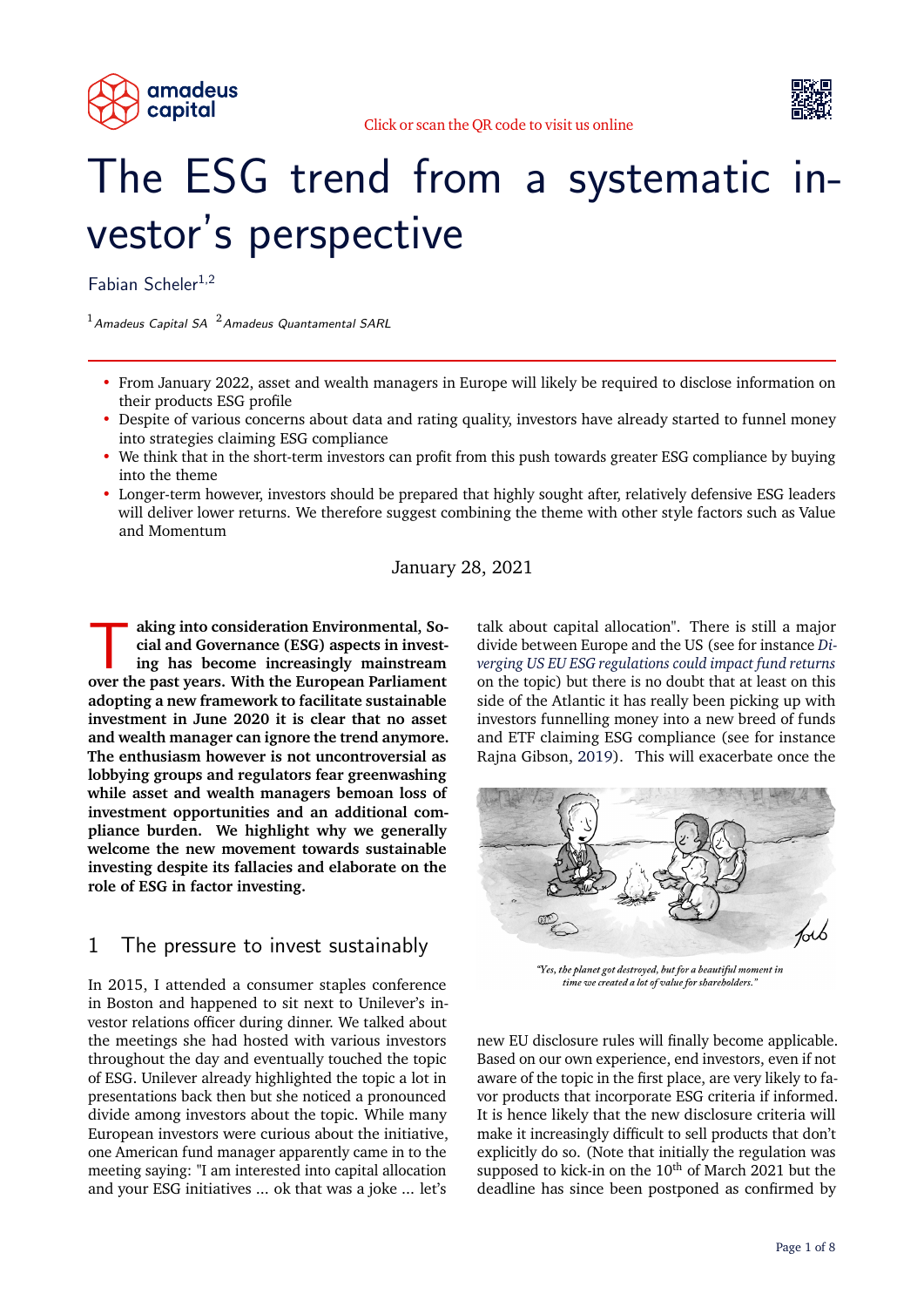"Click or scan the QR code to visit us online"

# The ESG trend from a systematic investor's perspective

Fabian Scheler[1,2]

[1] *Amadeus Capital SA* [2] *Amadeus Quantamental SARL*

- From January 2022, asset and wealth managers in Europe will likely be required to disclose information on their products ESG profile
- Despite of various concerns about data and rating quality, investors have already started to funnel money into strategies claiming ESG compliance
- We think that in the short-term investors can profit from this push towards greater ESG compliance by buying into the theme
- Longer-term however, investors should be prepared that highly sought after, relatively defensive ESG leaders will deliver lower returns. We therefore suggest combining the theme with other style factors such as Value and Momentum

January 28, 2021

**Taking into consideration Environmental, Social and Governance (ESG) aspects in investing has become increasingly mainstream over the past years. With the European Parliament adopting a new framework to facilitate sustainable investment in June 2020 it is clear that no asset and wealth manager can ignore the trend anymore. The enthusiasm however is not uncontroversial as lobbying groups and regulators fear greenwashing while asset and wealth managers bemoan loss of investment opportunities and an additional compliance burden. We highlight why we generally welcome the new movement towards sustainable investing despite its fallacies and elaborate on the role of ESG in factor investing.**

## 1 The pressure to invest sustainably

In 2015, I attended a consumer staples conference in Boston and happened to sit next to Unilever's investor relations officer during dinner. We talked about the meetings she had hosted with various investors throughout the day and eventually touched the topic of ESG. Unilever already highlighted the topic a lot in presentations back then but she noticed a pronounced divide among investors about the topic. While many European investors were curious about the initiative, one American fund manager apparently came in to the meeting saying: "I am interested into capital allocation and your ESG initiatives ... ok that was a joke ... let's talk about capital allocation". There is still a major divide between Europe and the US (see for instance *Diverging US EU ESG regulations could impact fund returns* on the topic) but there is no doubt that at least on this side of the Atlantic it has really been picking up with investors funnelling money into a new breed of funds and ETF claiming ESG compliance (see for instance Rajna Gibson, 2019). This will exacerbate once the new EU disclosure rules will finally become applicable. Based on our own experience, end investors, even if not aware of the topic in the first place, are very likely to favor products that incorporate ESG criteria if informed. It is hence likely that the new disclosure criteria will make it increasingly difficult to sell products that don't explicitly do so. (Note that initially the regulation was supposed to kick-in on the 10th of March 2021 but the deadline has since been postponed as confirmed by

*"Yes, the planet got destroyed, but for a beautiful moment in time we created a lot of value for shareholders."*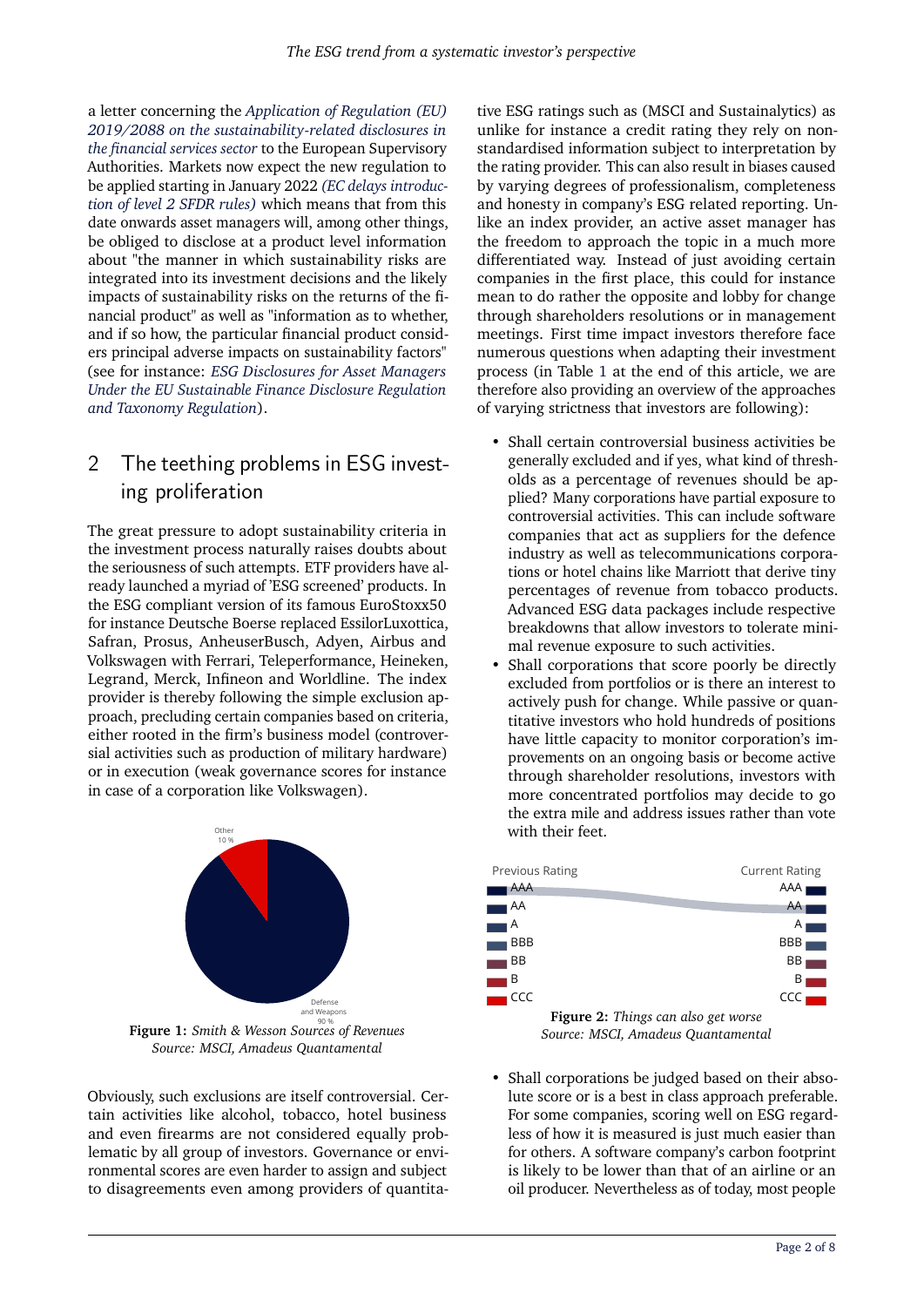a letter concerning the *Application of Regulation (EU) 2019/2088 on the sustainability-related disclosures in the financial services sector* to the European Supervisory Authorities. Markets now expect the new regulation to be applied starting in January 2022 *(EC delays introduction of level 2 SFDR rules)* which means that from this date onwards asset managers will, among other things, be obliged to disclose at a product level information about "the manner in which sustainability risks are integrated into its investment decisions and the likely impacts of sustainability risks on the returns of the financial product" as well as "information as to whether, and if so how, the particular financial product considers principal adverse impacts on sustainability factors" (see for instance: *ESG Disclosures for Asset Managers Under the EU Sustainable Finance Disclosure Regulation and Taxonomy Regulation*).

## 2 The teething problems in ESG investing proliferation

The great pressure to adopt sustainability criteria in the investment process naturally raises doubts about the seriousness of such attempts. ETF providers have already launched a myriad of 'ESG screened' products. In the ESG compliant version of its famous EuroStoxx50 for instance Deutsche Boerse replaced EssilorLuxottica, Safran, Prosus, AnheuserBusch, Adyen, Airbus and Volkswagen with Ferrari, Teleperformance, Heineken, Legrand, Merck, Infineon and Worldline. The index provider is thereby following the simple exclusion approach, precluding certain companies based on criteria, either rooted in the firm's business model (controversial activities such as production of military hardware) or in execution (weak governance scores for instance in case of a corporation like Volkswagen).

**Figure 1:** *Smith & Wesson Sources of Revenues*
*Source: MSCI, Amadeus Quantamental*

Obviously, such exclusions are itself controversial. Certain activities like alcohol, tobacco, hotel business and even firearms are not considered equally problematic by all group of investors. Governance or environmental scores are even harder to assign and subject to disagreements even among providers of quantitative ESG ratings such as (MSCI and Sustainalytics) as unlike for instance a credit rating they rely on non-standardised information subject to interpretation by the rating provider. This can also result in biases caused by varying degrees of professionalism, completeness and honesty in company's ESG related reporting. Unlike an index provider, an active asset manager has the freedom to approach the topic in a much more differentiated way. Instead of just avoiding certain companies in the first place, this could for instance mean to do rather the opposite and lobby for change through shareholders resolutions or in management meetings. First time impact investors therefore face numerous questions when adapting their investment process (in Table 1 at the end of this article, we are therefore also providing an overview of the approaches of varying strictness that investors are following):

- Shall certain controversial business activities be generally excluded and if yes, what kind of thresholds as a percentage of revenues should be applied? Many corporations have partial exposure to controversial activities. This can include software companies that act as suppliers for the defence industry as well as telecommunications corporations or hotel chains like Marriott that derive tiny percentages of revenue from tobacco products. Advanced ESG data packages include respective breakdowns that allow investors to tolerate minimal revenue exposure to such activities.
- Shall corporations that score poorly be directly excluded from portfolios or is there an interest to actively push for change. While passive or quantitative investors who hold hundreds of positions have little capacity to monitor corporation's improvements on an ongoing basis or become active through shareholder resolutions, investors with more concentrated portfolios may decide to go the extra mile and address issues rather than vote with their feet.

**Figure 2:** *Things can also get worse*
*Source: MSCI, Amadeus Quantamental*

- Shall corporations be judged based on their absolute score or is a best in class approach preferable. For some companies, scoring well on ESG regardless of how it is measured is just much easier than for others. A software company's carbon footprint is likely to be lower than that of an airline or an oil producer. Nevertheless as of today, most people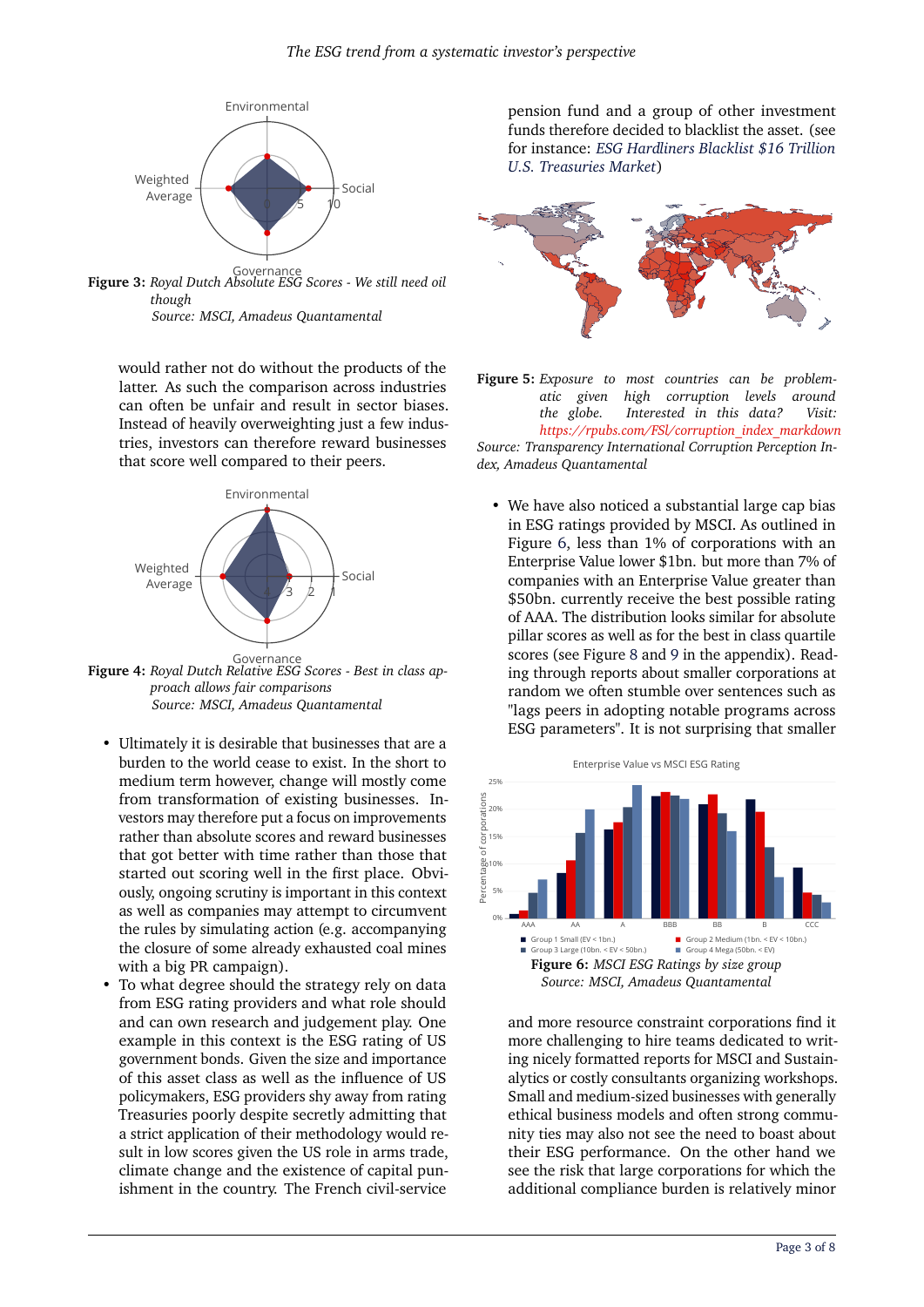Environmental

Weighted Average

Social

Governance

**Figure 3:** *Royal Dutch Absolute ESG Scores - We still need oil though*
*Source: MSCI, Amadeus Quantamental*

would rather not do without the products of the latter. As such the comparison across industries can often be unfair and result in sector biases. Instead of heavily overweighting just a few industries, investors can therefore reward businesses that score well compared to their peers.

Environmental

Weighted Average

Social

Governance

**Figure 4:** *Royal Dutch Relative ESG Scores - Best in class approach allows fair comparisons*
*Source: MSCI, Amadeus Quantamental*

- Ultimately it is desirable that businesses that are a burden to the world cease to exist. In the short to medium term however, change will mostly come from transformation of existing businesses. Investors may therefore put a focus on improvements rather than absolute scores and reward businesses that got better with time rather than those that started out scoring well in the first place. Obviously, ongoing scrutiny is important in this context as well as companies may attempt to circumvent the rules by simulating action (e.g. accompanying the closure of some already exhausted coal mines with a big PR campaign).
- To what degree should the strategy rely on data from ESG rating providers and what role should and can own research and judgement play. One example in this context is the ESG rating of US government bonds. Given the size and importance of this asset class as well as the influence of US policymakers, ESG providers shy away from rating Treasuries poorly despite secretly admitting that a strict application of their methodology would result in low scores given the US role in arms trade, climate change and the existence of capital punishment in the country. The French civil-service pension fund and a group of other investment funds therefore decided to blacklist the asset. (see for instance: *ESG Hardliners Blacklist $16 Trillion U.S. Treasuries Market*)

**Figure 5:** *Exposure to most countries can be problematic given high corruption levels around the globe. Interested in this data? Visit: https://rpubs.com/FSl/corruption_index_markdown*
*Source: Transparency International Corruption Perception Index, Amadeus Quantamental*

- We have also noticed a substantial large cap bias in ESG ratings provided by MSCI. As outlined in Figure 6, less than 1% of corporations with an Enterprise Value lower $1bn. but more than 7% of companies with an Enterprise Value greater than $50bn. currently receive the best possible rating of AAA. The distribution looks similar for absolute pillar scores as well as for the best in class quartile scores (see Figure 8 and 9 in the appendix). Reading through reports about smaller corporations at random we often stumble over sentences such as "lags peers in adopting notable programs across ESG parameters". It is not surprising that smaller and more resource constraint corporations find it more challenging to hire teams dedicated to writing nicely formatted reports for MSCI and Sustainalytics or costly consultants organizing workshops. Small and medium-sized businesses with generally ethical business models and often strong community ties may also not see the need to boast about their ESG performance. On the other hand we see the risk that large corporations for which the additional compliance burden is relatively minor

Enterprise Value vs MSCI ESG Rating

Percentage of corporations

AAA, AA, A, BBB, BB, B, CCC

■ Group 1 Small (EV < 1bn.) ■ Group 2 Medium (1bn. < EV < 10bn.) ■ Group 3 Large (10bn. < EV < 50bn.) ■ Group 4 Mega (50bn. < EV)

**Figure 6:** *MSCI ESG Ratings by size group*
*Source: MSCI, Amadeus Quantamental*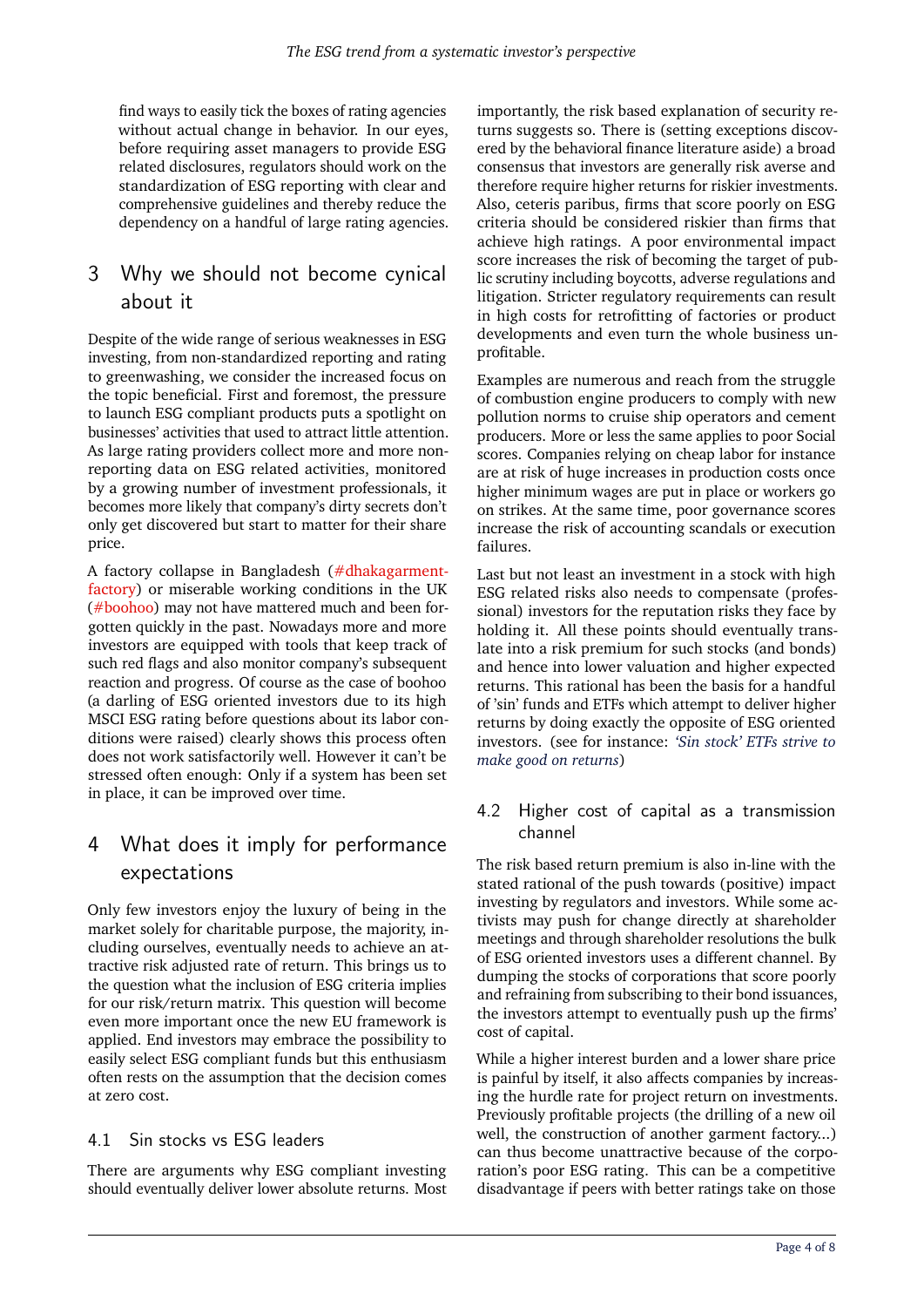find ways to easily tick the boxes of rating agencies without actual change in behavior. In our eyes, before requiring asset managers to provide ESG related disclosures, regulators should work on the standardization of ESG reporting with clear and comprehensive guidelines and thereby reduce the dependency on a handful of large rating agencies.

## 3 Why we should not become cynical about it

Despite of the wide range of serious weaknesses in ESG investing, from non-standardized reporting and rating to greenwashing, we consider the increased focus on the topic beneficial. First and foremost, the pressure to launch ESG compliant products puts a spotlight on businesses' activities that used to attract little attention. As large rating providers collect more and more non-reporting data on ESG related activities, monitored by a growing number of investment professionals, it becomes more likely that company's dirty secrets don't only get discovered but start to matter for their share price.

A factory collapse in Bangladesh (#dhakagarment-factory) or miserable working conditions in the UK (#boohoo) may not have mattered much and been forgotten quickly in the past. Nowadays more and more investors are equipped with tools that keep track of such red flags and also monitor company's subsequent reaction and progress. Of course as the case of boohoo (a darling of ESG oriented investors due to its high MSCI ESG rating before questions about its labor conditions were raised) clearly shows this process often does not work satisfactorily well. However it can't be stressed often enough: Only if a system has been set in place, it can be improved over time.

## 4 What does it imply for performance expectations

Only few investors enjoy the luxury of being in the market solely for charitable purpose, the majority, including ourselves, eventually needs to achieve an attractive risk adjusted rate of return. This brings us to the question what the inclusion of ESG criteria implies for our risk/return matrix. This question will become even more important once the new EU framework is applied. End investors may embrace the possibility to easily select ESG compliant funds but this enthusiasm often rests on the assumption that the decision comes at zero cost.

### 4.1 Sin stocks vs ESG leaders

There are arguments why ESG compliant investing should eventually deliver lower absolute returns. Most importantly, the risk based explanation of security returns suggests so. There is (setting exceptions discovered by the behavioral finance literature aside) a broad consensus that investors are generally risk averse and therefore require higher returns for riskier investments. Also, ceteris paribus, firms that score poorly on ESG criteria should be considered riskier than firms that achieve high ratings. A poor environmental impact score increases the risk of becoming the target of public scrutiny including boycotts, adverse regulations and litigation. Stricter regulatory requirements can result in high costs for retrofitting of factories or product developments and even turn the whole business unprofitable.

Examples are numerous and reach from the struggle of combustion engine producers to comply with new pollution norms to cruise ship operators and cement producers. More or less the same applies to poor Social scores. Companies relying on cheap labor for instance are at risk of huge increases in production costs once higher minimum wages are put in place or workers go on strikes. At the same time, poor governance scores increase the risk of accounting scandals or execution failures.

Last but not least an investment in a stock with high ESG related risks also needs to compensate (professional) investors for the reputation risks they face by holding it. All these points should eventually translate into a risk premium for such stocks (and bonds) and hence into lower valuation and higher expected returns. This rational has the basis for a handful of 'sin' funds and ETFs which attempt to deliver higher returns by doing exactly the opposite of ESG oriented investors. (see for instance: *'Sin stock' ETFs strive to make good on returns*)

### 4.2 Higher cost of capital as a transmission channel

The risk based return premium is also in-line with the stated rational of the push towards (positive) impact investing by regulators and investors. While some activists may push for change directly at shareholder meetings and through shareholder resolutions the bulk of ESG oriented investors uses a different channel. By dumping the stocks of corporations that score poorly and refraining from subscribing to their bond issuances, the investors attempt to eventually push up the firms' cost of capital.

While a higher interest burden and a lower share price is painful by itself, it also affects companies by increasing the hurdle rate for project return on investments. Previously profitable projects (the drilling of a new oil well, the construction of another garment factory...) can thus become unattractive because of the corporation's poor ESG rating. This can be a competitive disadvantage if peers with better ratings take on those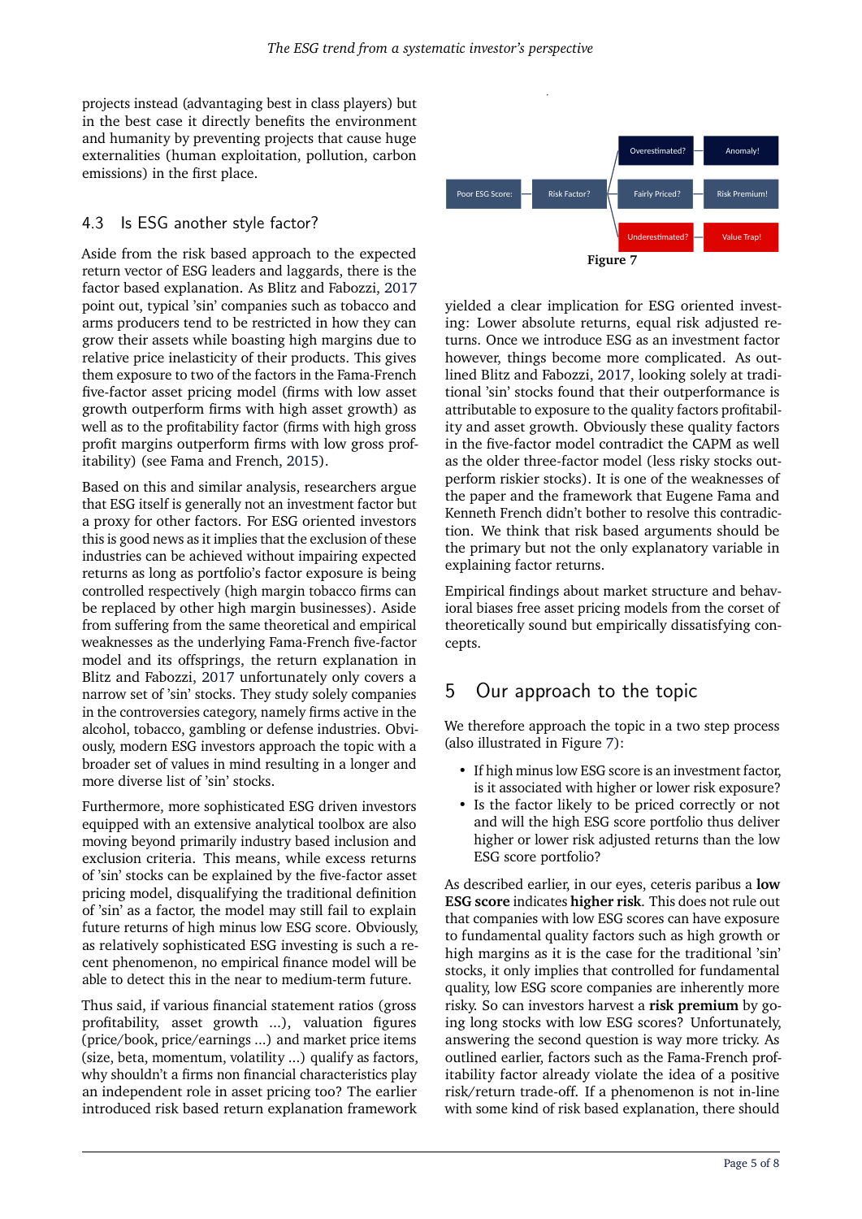projects instead (advantaging best in class players) but in the best case it directly benefits the environment and humanity by preventing projects that cause huge externalities (human exploitation, pollution, carbon emissions) in the first place.

### 4.3 Is ESG another style factor?

Aside from the risk based approach to the expected return vector of ESG leaders and laggards, there is the factor based explanation. As Blitz and Fabozzi, 2017 point out, typical 'sin' companies such as tobacco and arms producers tend to be restricted in how they can grow their assets while boasting high margins due to relative price inelasticity of their products. This gives them exposure to two of the factors in the Fama-French five-factor asset pricing model (firms with low asset growth outperform firms with high asset growth) as well as to the profitability factor (firms with high gross profit margins outperform firms with low gross profitability) (see Fama and French, 2015).

Based on this and similar analysis, researchers argue that ESG itself is generally not an investment factor but a proxy for other factors. For ESG oriented investors this is good news as it implies that the exclusion of these industries can be achieved without impairing expected returns as long as portfolio's factor exposure is being controlled respectively (high margin tobacco firms can be replaced by other high margin businesses). Aside from suffering from the same theoretical and empirical weaknesses as the underlying Fama-French five-factor model and its offsprings, the return explanation in Blitz and Fabozzi, 2017 unfortunately only covers a narrow set of 'sin' stocks. They study solely companies in the controversies category, namely firms active in the alcohol, tobacco, gambling or defense industries. Obviously, modern ESG investors approach the topic with a broader set of values in mind resulting in a longer and more diverse list of 'sin' stocks.

Furthermore, more sophisticated ESG driven investors equipped with an extensive analytical toolbox are also moving beyond primarily industry based inclusion and exclusion criteria. This means, while excess returns of 'sin' stocks can be explained by the five-factor asset pricing model, disqualifying the traditional definition of 'sin' as a factor, the model may still fail to explain future returns of high minus low ESG score. Obviously, as relatively sophisticated ESG investing is such a recent phenomenon, no empirical finance model will be able to detect this in the near to medium-term future.

Thus said, if various financial statement ratios (gross profitability, asset growth ...), valuation figures (price/book, price/earnings ...) and market price items (size, beta, momentum, volatility ...) qualify as factors, why shouldn't a firms non financial characteristics play an independent role in asset pricing too? The earlier introduced risk based return explanation framework yielded a clear implication for ESG oriented investing: Lower absolute returns, equal risk adjusted returns. Once we introduce ESG as an investment factor however, things become more complicated. As outlined Blitz and Fabozzi, 2017, looking solely at traditional 'sin' stocks found that their outperformance is attributable to exposure to the quality factors profitability and asset growth. Obviously these quality factors in the five-factor model contradict the CAPM as well as the older three-factor model (less risky stocks outperform riskier stocks). It is one of the weaknesses of the paper and the framework that Eugene Fama and Kenneth French didn't bother to resolve this contradiction. We think that risk based arguments should be the primary but not the only explanatory variable in explaining factor returns.

Empirical findings about market structure and behavioral biases free asset pricing models from the corset of theoretically sound but empirically dissatisfying concepts.

Poor ESG Score: → Risk Factor? → Overestimated? → Anomaly!
Risk Factor? → Fairly Priced? → Risk Premium!
Risk Factor? → Underestimated? → Value Trap!

Figure 7

## 5 Our approach to the topic

We therefore approach the topic in a two step process (also illustrated in Figure 7):

- If high minus low ESG score is an investment factor, is it associated with higher or lower risk exposure?
- Is the factor likely to be priced correctly or not and will the high ESG score portfolio thus deliver higher or lower risk adjusted returns than the low ESG score portfolio?

As described earlier, in our eyes, ceteris paribus a **low ESG score** indicates **higher risk**. This does not rule out that companies with low ESG scores can have exposure to fundamental quality factors such as high growth or high margins as it is the case for the traditional 'sin' stocks, it only implies that controlled for fundamental quality, low ESG score companies are inherently more risky. So can investors harvest a **risk premium** by going long stocks with low ESG scores? Unfortunately, answering the second question is way more tricky. As outlined earlier, factors such as the Fama-French profitability factor already violate the idea of a positive risk/return trade-off. If a phenomenon is not in-line with some kind of risk based explanation, there should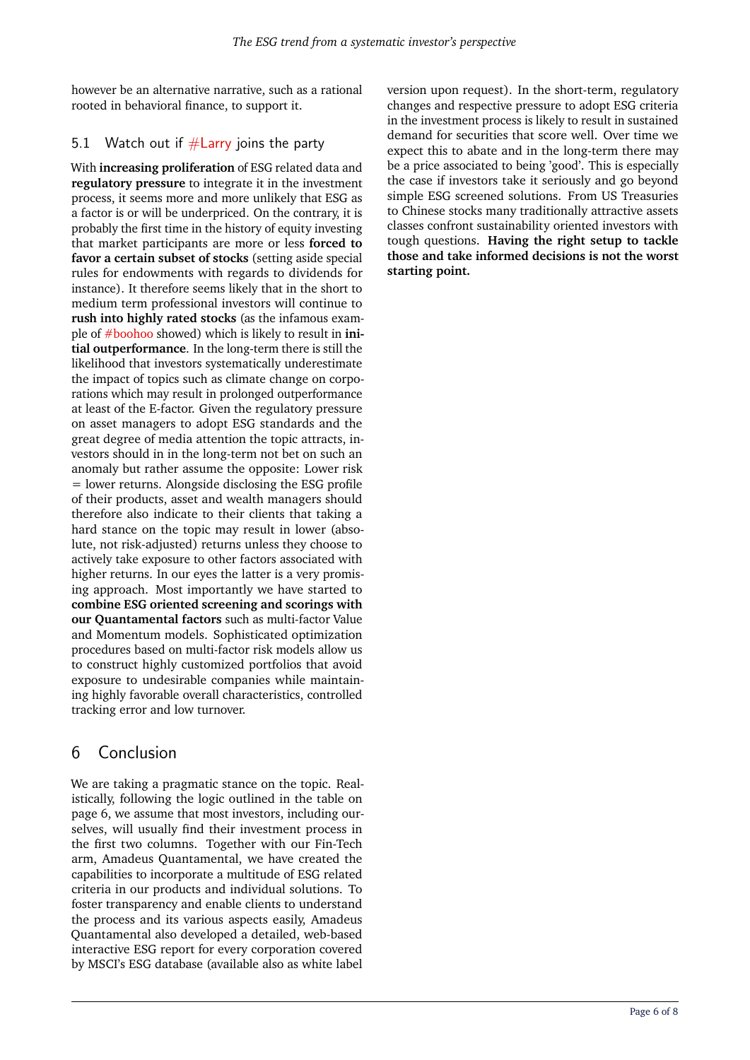however be an alternative narrative, such as a rational rooted in behavioral finance, to support it.

### 5.1 Watch out if #Larry joins the party

With **increasing proliferation** of ESG related data and **regulatory pressure** to integrate it in the investment process, it seems more and more unlikely that ESG as a factor is or will be underpriced. On the contrary, it is probably the first time in the history of equity investing that market participants are more or less **forced to favor a certain subset of stocks** (setting aside special rules for endowments with regards to dividends for instance). It therefore seems likely that in the short to medium term professional investors will continue to **rush into highly rated stocks** (as the infamous example of #boohoo showed) which is likely to result in **initial outperformance**. In the long-term there is still the likelihood that investors systematically underestimate the impact of topics such as climate change on corporations which may result in prolonged outperformance at least of the E-factor. Given the regulatory pressure on asset managers to adopt ESG standards and the great degree of media attention the topic attracts, investors should in in the long-term not bet on such an anomaly but rather assume the opposite: Lower risk = lower returns. Alongside disclosing the ESG profile of their products, asset and wealth managers should therefore also indicate to their clients that taking a hard stance on the topic may result in lower (absolute, not risk-adjusted) returns unless they choose to actively take exposure to other factors associated with higher returns. In our eyes the latter is a very promising approach. Most importantly we have started to **combine ESG oriented screening and scorings with our Quantamental factors** such as multi-factor Value and Momentum models. Sophisticated optimization procedures based on multi-factor risk models allow us to construct highly customized portfolios that avoid exposure to undesirable companies while maintaining highly favorable overall characteristics, controlled tracking error and low turnover.

## 6 Conclusion

We are taking a pragmatic stance on the topic. Realistically, following the logic outlined in the table on page 6, we assume that most investors, including ourselves, will usually find their investment process in the first two columns. Together with our Fin-Tech arm, Amadeus Quantamental, we have created the capabilities to incorporate a multitude of ESG related criteria in our products and individual solutions. To foster transparency and enable clients to understand the process and its various aspects easily, Amadeus Quantamental also developed a detailed, web-based interactive ESG report for every corporation covered by MSCI's ESG database (available also as white label version upon request). In the short-term, regulatory changes and respective pressure to adopt ESG criteria in the investment process is likely to result in sustained demand for securities that score well. Over time we expect this to abate and in the long-term there may be a price associated to being 'good'. This is especially the case if investors take it seriously and go beyond simple ESG screened solutions. From US Treasuries to Chinese stocks many traditionally attractive assets classes confront sustainability oriented investors with tough questions. **Having the right setup to tackle those and take informed decisions is not the worst starting point.**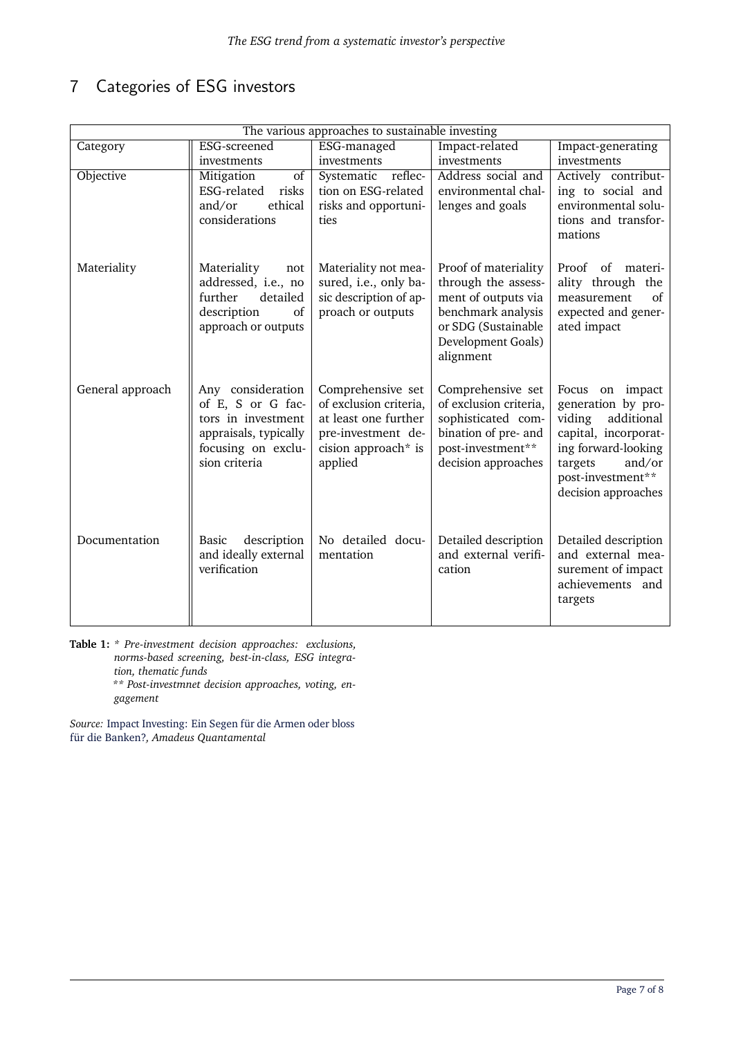# 7 Categories of ESG investors

| The various approaches to sustainable investing | | | | |
|---|---|---|---|---|
| Category | ESG-screened investments | ESG-managed investments | Impact-related investments | Impact-generating investments |
| Objective | Mitigation of ESG-related risks and/or ethical considerations | Systematic reflection on ESG-related risks and opportunities | Address social and environmental challenges and goals | Actively contributing to social and environmental solutions and transformations |
| Materiality | Materiality not addressed, i.e., no further detailed description of approach or outputs | Materiality not measured, i.e., only basic description of approach or outputs | Proof of materiality through the assessment of outputs via benchmark analysis or SDG (Sustainable Development Goals) alignment | Proof of materiality through the measurement of expected and generated impact |
| General approach | Any consideration of E, S or G factors in investment appraisals, typically focusing on exclusion criteria | Comprehensive set of exclusion criteria, at least one further pre-investment decision approach* is applied | Comprehensive set of exclusion criteria, sophisticated combination of pre- and post-investment** decision approaches | Focus on impact generation by providing additional capital, incorporating forward-looking targets and/or post-investment** decision approaches |
| Documentation | Basic description and ideally external verification | No detailed documentation | Detailed description and external verification | Detailed description and external measurement of impact achievements and targets |

**Table 1:** *\* Pre-investment decision approaches: exclusions, norms-based screening, best-in-class, ESG integration, thematic funds*
*\*\* Post-investmnet decision approaches, voting, engagement*

*Source:* Impact Investing: Ein Segen für die Armen oder bloss für die Banken?, *Amadeus Quantamental*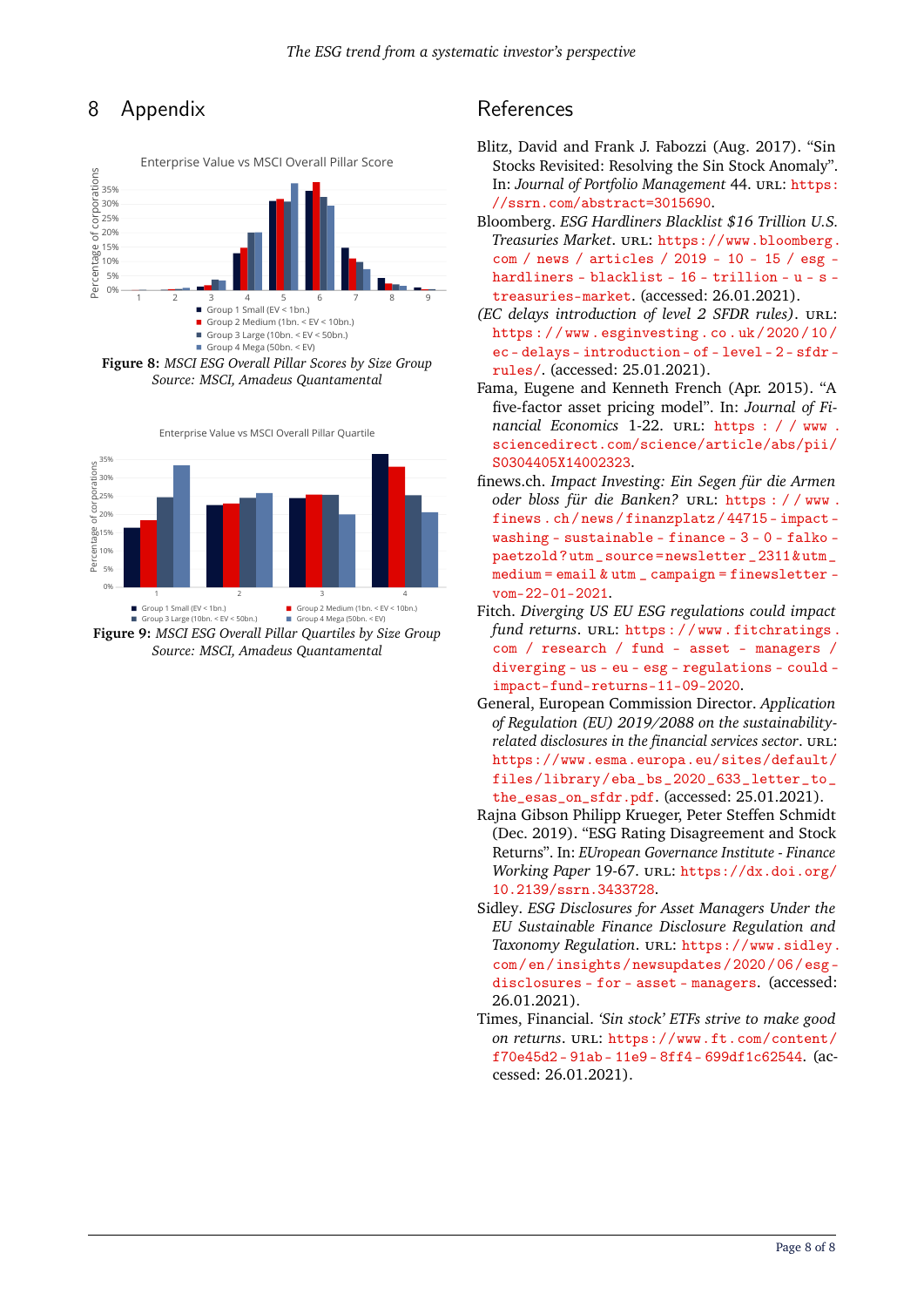# 8 Appendix

Enterprise Value vs MSCI Overall Pillar Score

Percentage of corporations

35%
30%
25%
20%
15%
10%
5%
0%

1 2 3 4 5 6 7 8 9

Group 1 Small (EV < 1bn.)
Group 2 Medium (1bn. < EV < 10bn.)
Group 3 Large (10bn. < EV < 50bn.)
Group 4 Mega (50bn. < EV)

**Figure 8:** *MSCI ESG Overall Pillar Scores by Size Group*
*Source: MSCI, Amadeus Quantamental*

Enterprise Value vs MSCI Overall Pillar Quartile

Percentage of corporations

35%
30%
25%
20%
15%
10%
5%
0%

1 2 3 4

Group 1 Small (EV < 1bn.)
Group 2 Medium (1bn. < EV < 10bn.)
Group 3 Large (10bn. < EV < 50bn.)
Group 4 Mega (50bn. < EV)

**Figure 9:** *MSCI ESG Overall Pillar Quartiles by Size Group*
*Source: MSCI, Amadeus Quantamental*

# References

Blitz, David and Frank J. Fabozzi (Aug. 2017). "Sin Stocks Revisited: Resolving the Sin Stock Anomaly". In: *Journal of Portfolio Management* 44. URL: https://ssrn.com/abstract=3015690.

Bloomberg. *ESG Hardliners Blacklist $16 Trillion U.S. Treasuries Market*. URL: https://www.bloomberg.com/news/articles/2019-10-15/esg-hardliners-blacklist-16-trillion-u-s-treasuries-market. (accessed: 26.01.2021).

*(EC delays introduction of level 2 SFDR rules)*. URL: https://www.esginvesting.co.uk/2020/10/ec-delays-introduction-of-level-2-sfdr-rules/. (accessed: 25.01.2021).

Fama, Eugene and Kenneth French (Apr. 2015). "A five-factor asset pricing model". In: *Journal of Financial Economics* 1-22. URL: https://www.sciencedirect.com/science/article/abs/pii/S0304405X14002323.

finews.ch. *Impact Investing: Ein Segen für die Armen oder bloss für die Banken?* URL: https://www.finews.ch/news/finanzplatz/44715-impact-washing-sustainable-finance-3-0-falko-paetzold?utm_source=newsletter_2311&utm_medium=email&utm_campaign=finewsletter-vom-22-01-2021.

Fitch. *Diverging US EU ESG regulations could impact fund returns*. URL: https://www.fitchratings.com/research/fund-asset-managers/diverging-us-eu-esg-regulations-could-impact-fund-returns-11-09-2020.

General, European Commission Director. *Application of Regulation (EU) 2019/2088 on the sustainability-related disclosures in the financial services sector*. URL: https://www.esma.europa.eu/sites/default/files/library/eba_bs_2020_633_letter_to_the_esas_on_sfdr.pdf. (accessed: 25.01.2021).

Rajna Gibson Philipp Krueger, Peter Steffen Schmidt (Dec. 2019). "ESG Rating Disagreement and Stock Returns". In: *EUropean Governance Institute - Finance Working Paper* 19-67. URL: https://dx.doi.org/10.2139/ssrn.3433728.

Sidley. *ESG Disclosures for Asset Managers Under the EU Sustainable Finance Disclosure Regulation and Taxonomy Regulation*. URL: https://www.sidley.com/en/insights/newsupdates/2020/06/esg-disclosures-for-asset-managers. (accessed: 26.01.2021).

Times, Financial. *'Sin stock' ETFs strive to make good on returns*. URL: https://www.ft.com/content/f70e45d2-91ab-11e9-8ff4-699df1c62544. (accessed: 26.01.2021).